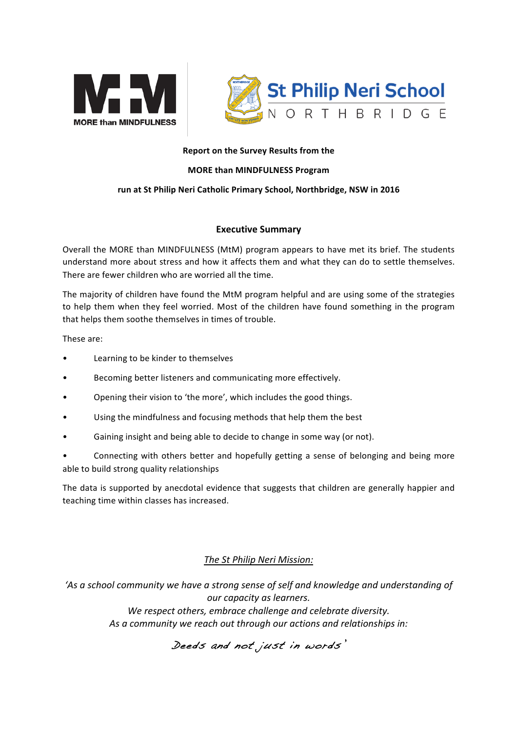MORE than MINDFULNESS

St Philip Neri School
NORTHBRIDGE

**Report on the Survey Results from the**

**MORE than MINDFULNESS Program**

**run at St Philip Neri Catholic Primary School, Northbridge, NSW in 2016**

## Executive Summary

Overall the MORE than MINDFULNESS (MtM) program appears to have met its brief. The students understand more about stress and how it affects them and what they can do to settle themselves. There are fewer children who are worried all the time.

The majority of children have found the MtM program helpful and are using some of the strategies to help them when they feel worried. Most of the children have found something in the program that helps them soothe themselves in times of trouble.

These are:

- Learning to be kinder to themselves
- Becoming better listeners and communicating more effectively.
- Opening their vision to 'the more', which includes the good things.
- Using the mindfulness and focusing methods that help them the best
- Gaining insight and being able to decide to change in some way (or not).
- Connecting with others better and hopefully getting a sense of belonging and being more able to build strong quality relationships

The data is supported by anecdotal evidence that suggests that children are generally happier and teaching time within classes has increased.

*The St Philip Neri Mission:*

*'As a school community we have a strong sense of self and knowledge and understanding of our capacity as learners.*
*We respect others, embrace challenge and celebrate diversity.*
*As a community we reach out through our actions and relationships in:*

*Deeds and not just in words'*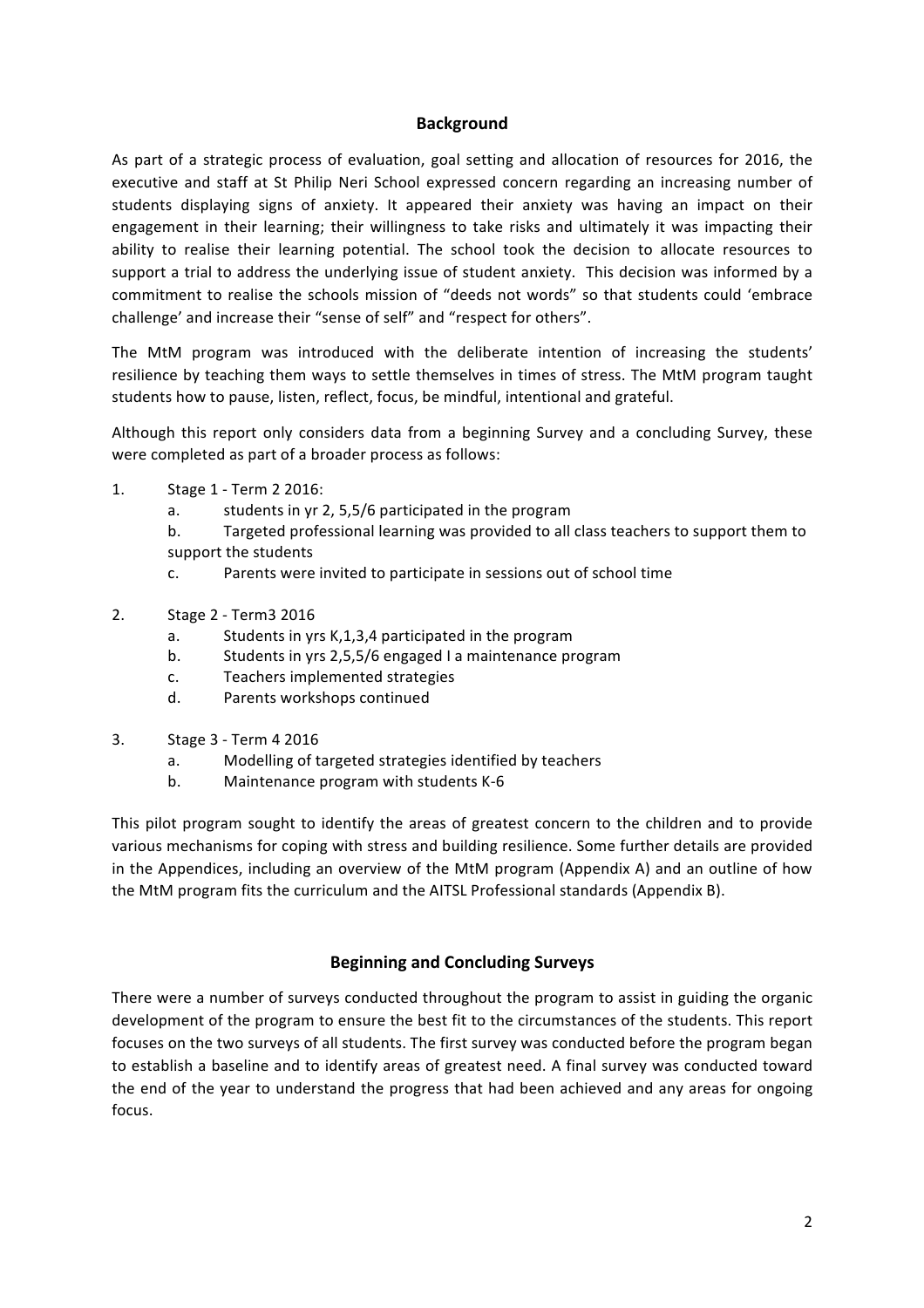## Background

As part of a strategic process of evaluation, goal setting and allocation of resources for 2016, the executive and staff at St Philip Neri School expressed concern regarding an increasing number of students displaying signs of anxiety. It appeared their anxiety was having an impact on their engagement in their learning; their willingness to take risks and ultimately it was impacting their ability to realise their learning potential. The school took the decision to allocate resources to support a trial to address the underlying issue of student anxiety. This decision was informed by a commitment to realise the schools mission of "deeds not words" so that students could 'embrace challenge' and increase their "sense of self" and "respect for others".

The MtM program was introduced with the deliberate intention of increasing the students' resilience by teaching them ways to settle themselves in times of stress. The MtM program taught students how to pause, listen, reflect, focus, be mindful, intentional and grateful.

Although this report only considers data from a beginning Survey and a concluding Survey, these were completed as part of a broader process as follows:

1. Stage 1 - Term 2 2016:
   a. students in yr 2, 5,5/6 participated in the program
   b. Targeted professional learning was provided to all class teachers to support them to support the students
   c. Parents were invited to participate in sessions out of school time

2. Stage 2 - Term3 2016
   a. Students in yrs K,1,3,4 participated in the program
   b. Students in yrs 2,5,5/6 engaged I a maintenance program
   c. Teachers implemented strategies
   d. Parents workshops continued

3. Stage 3 - Term 4 2016
   a. Modelling of targeted strategies identified by teachers
   b. Maintenance program with students K-6

This pilot program sought to identify the areas of greatest concern to the children and to provide various mechanisms for coping with stress and building resilience. Some further details are provided in the Appendices, including an overview of the MtM program (Appendix A) and an outline of how the MtM program fits the curriculum and the AITSL Professional standards (Appendix B).

## Beginning and Concluding Surveys

There were a number of surveys conducted throughout the program to assist in guiding the organic development of the program to ensure the best fit to the circumstances of the students. This report focuses on the two surveys of all students. The first survey was conducted before the program began to establish a baseline and to identify areas of greatest need. A final survey was conducted toward the end of the year to understand the progress that had been achieved and any areas for ongoing focus.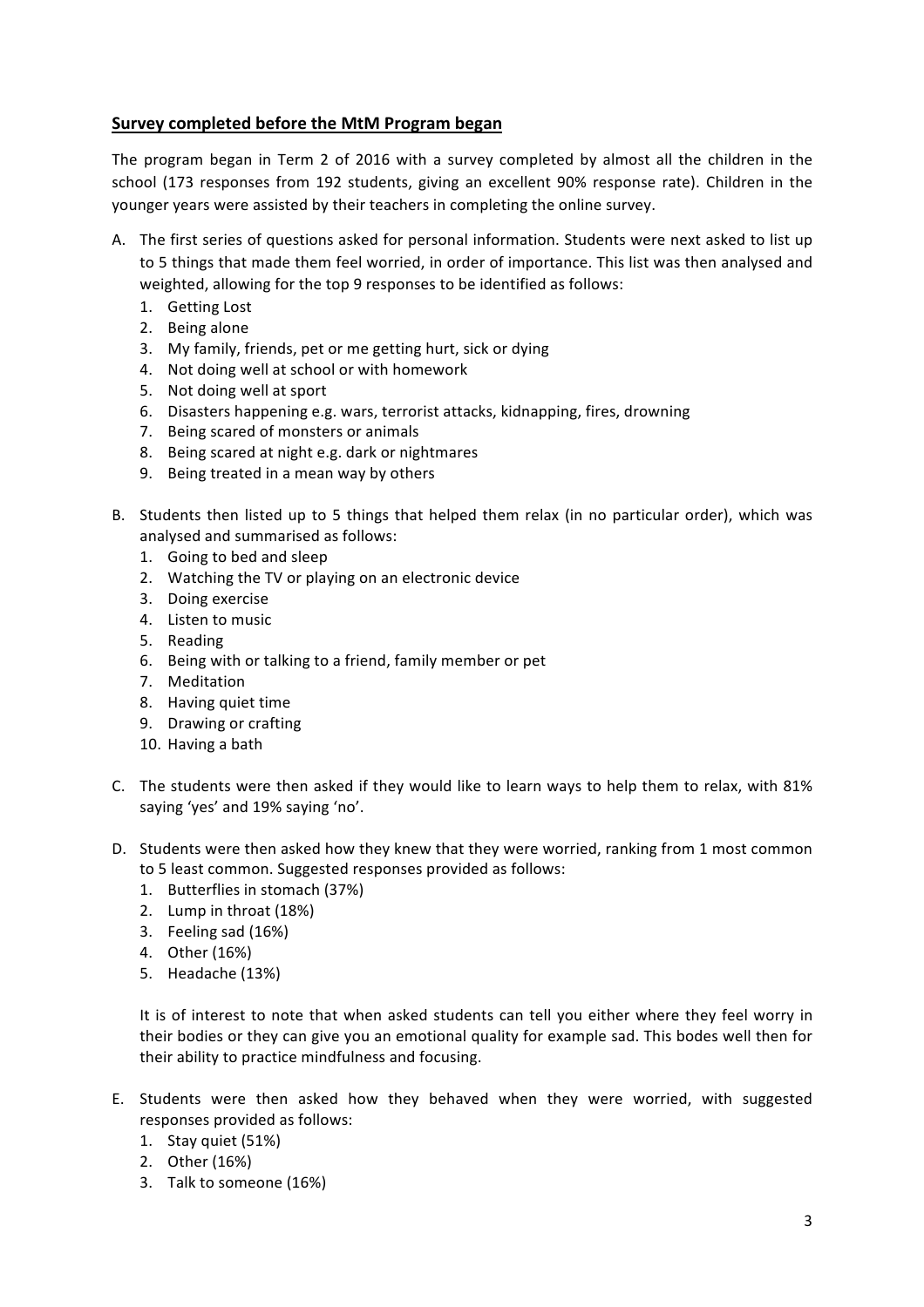**Survey completed before the MtM Program began**

The program began in Term 2 of 2016 with a survey completed by almost all the children in the school (173 responses from 192 students, giving an excellent 90% response rate). Children in the younger years were assisted by their teachers in completing the online survey.

A. The first series of questions asked for personal information. Students were next asked to list up to 5 things that made them feel worried, in order of importance. This list was then analysed and weighted, allowing for the top 9 responses to be identified as follows:
   1. Getting Lost
   2. Being alone
   3. My family, friends, pet or me getting hurt, sick or dying
   4. Not doing well at school or with homework
   5. Not doing well at sport
   6. Disasters happening e.g. wars, terrorist attacks, kidnapping, fires, drowning
   7. Being scared of monsters or animals
   8. Being scared at night e.g. dark or nightmares
   9. Being treated in a mean way by others

B. Students then listed up to 5 things that helped them relax (in no particular order), which was analysed and summarised as follows:
   1. Going to bed and sleep
   2. Watching the TV or playing on an electronic device
   3. Doing exercise
   4. Listen to music
   5. Reading
   6. Being with or talking to a friend, family member or pet
   7. Meditation
   8. Having quiet time
   9. Drawing or crafting
   10. Having a bath

C. The students were then asked if they would like to learn ways to help them to relax, with 81% saying 'yes' and 19% saying 'no'.

D. Students were then asked how they knew that they were worried, ranking from 1 most common to 5 least common. Suggested responses provided as follows:
   1. Butterflies in stomach (37%)
   2. Lump in throat (18%)
   3. Feeling sad (16%)
   4. Other (16%)
   5. Headache (13%)

   It is of interest to note that when asked students can tell you either where they feel worry in their bodies or they can give you an emotional quality for example sad. This bodes well then for their ability to practice mindfulness and focusing.

E. Students were then asked how they behaved when they were worried, with suggested responses provided as follows:
   1. Stay quiet (51%)
   2. Other (16%)
   3. Talk to someone (16%)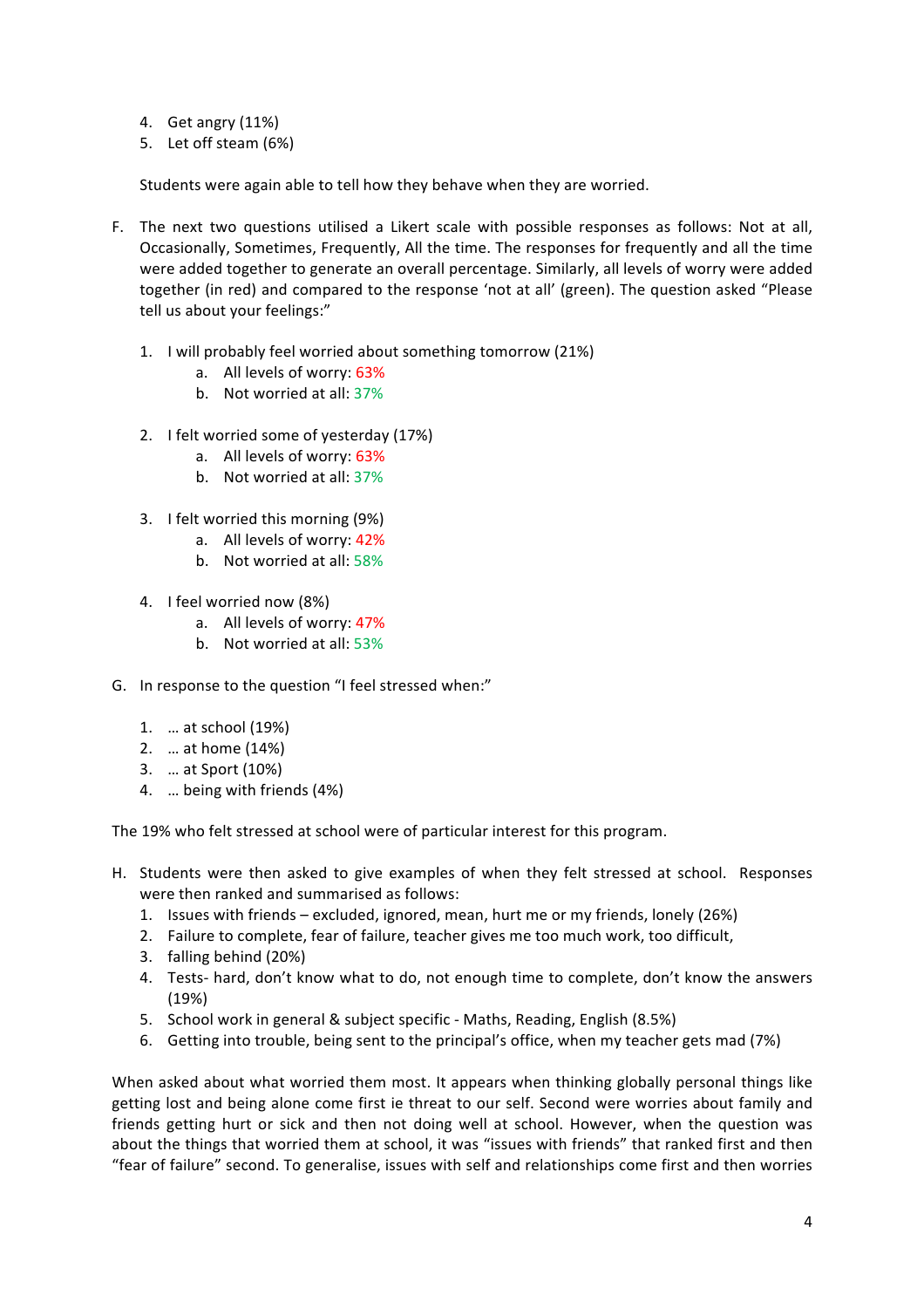4. Get angry (11%)
5. Let off steam (6%)

Students were again able to tell how they behave when they are worried.

F. The next two questions utilised a Likert scale with possible responses as follows: Not at all, Occasionally, Sometimes, Frequently, All the time. The responses for frequently and all the time were added together to generate an overall percentage. Similarly, all levels of worry were added together (in red) and compared to the response 'not at all' (green). The question asked "Please tell us about your feelings:"

   1. I will probably feel worried about something tomorrow (21%)
      a. All levels of worry: 63%
      b. Not worried at all: 37%

   2. I felt worried some of yesterday (17%)
      a. All levels of worry: 63%
      b. Not worried at all: 37%

   3. I felt worried this morning (9%)
      a. All levels of worry: 42%
      b. Not worried at all: 58%

   4. I feel worried now (8%)
      a. All levels of worry: 47%
      b. Not worried at all: 53%

G. In response to the question "I feel stressed when:"

   1. … at school (19%)
   2. … at home (14%)
   3. … at Sport (10%)
   4. … being with friends (4%)

The 19% who felt stressed at school were of particular interest for this program.

H. Students were then asked to give examples of when they felt stressed at school. Responses were then ranked and summarised as follows:
   1. Issues with friends – excluded, ignored, mean, hurt me or my friends, lonely (26%)
   2. Failure to complete, fear of failure, teacher gives me too much work, too difficult,
   3. falling behind (20%)
   4. Tests- hard, don't know what to do, not enough time to complete, don't know the answers (19%)
   5. School work in general & subject specific - Maths, Reading, English (8.5%)
   6. Getting into trouble, being sent to the principal's office, when my teacher gets mad (7%)

When asked about what worried them most. It appears when thinking globally personal things like getting lost and being alone come first ie threat to our self. Second were worries about family and friends getting hurt or sick and then not doing well at school. However, when the question was about the things that worried them at school, it was "issues with friends" that ranked first and then "fear of failure" second. To generalise, issues with self and relationships come first and then worries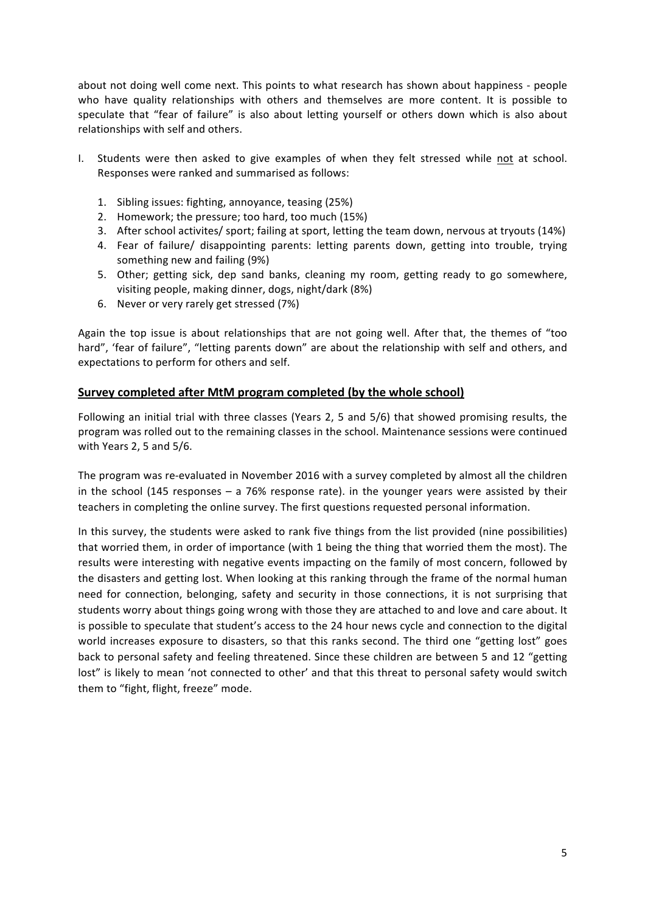about not doing well come next. This points to what research has shown about happiness - people who have quality relationships with others and themselves are more content. It is possible to speculate that "fear of failure" is also about letting yourself or others down which is also about relationships with self and others.

I. Students were then asked to give examples of when they felt stressed while not at school. Responses were ranked and summarised as follows:

   1. Sibling issues: fighting, annoyance, teasing (25%)
   2. Homework; the pressure; too hard, too much (15%)
   3. After school activites/ sport; failing at sport, letting the team down, nervous at tryouts (14%)
   4. Fear of failure/ disappointing parents: letting parents down, getting into trouble, trying something new and failing (9%)
   5. Other; getting sick, dep sand banks, cleaning my room, getting ready to go somewhere, visiting people, making dinner, dogs, night/dark (8%)
   6. Never or very rarely get stressed (7%)

Again the top issue is about relationships that are not going well. After that, the themes of "too hard", 'fear of failure", "letting parents down" are about the relationship with self and others, and expectations to perform for others and self.

## Survey completed after MtM program completed (by the whole school)

Following an initial trial with three classes (Years 2, 5 and 5/6) that showed promising results, the program was rolled out to the remaining classes in the school. Maintenance sessions were continued with Years 2, 5 and 5/6.

The program was re-evaluated in November 2016 with a survey completed by almost all the children in the school (145 responses – a 76% response rate). in the younger years were assisted by their teachers in completing the online survey. The first questions requested personal information.

In this survey, the students were asked to rank five things from the list provided (nine possibilities) that worried them, in order of importance (with 1 being the thing that worried them the most). The results were interesting with negative events impacting on the family of most concern, followed by the disasters and getting lost. When looking at this ranking through the frame of the normal human need for connection, belonging, safety and security in those connections, it is not surprising that students worry about things going wrong with those they are attached to and love and care about. It is possible to speculate that student's access to the 24 hour news cycle and connection to the digital world increases exposure to disasters, so that this ranks second. The third one "getting lost" goes back to personal safety and feeling threatened. Since these children are between 5 and 12 "getting lost" is likely to mean 'not connected to other' and that this threat to personal safety would switch them to "fight, flight, freeze" mode.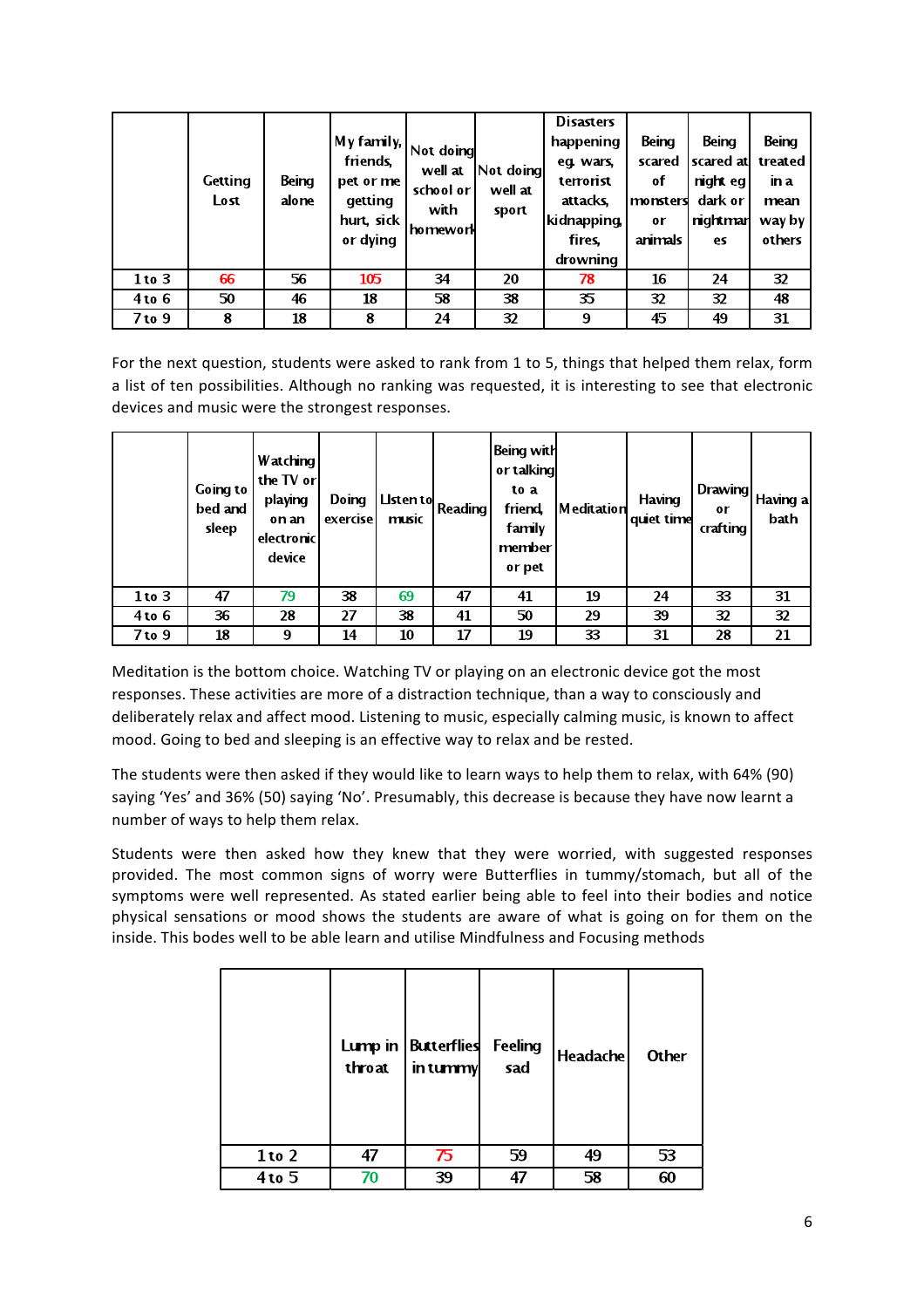| | Getting Lost | Being alone | My family, friends, pet or me getting hurt, sick or dying | Not doing well at school or with homework | Not doing well at sport | Disasters happening eg. wars, terrorist attacks, kidnapping, fires, drowning | Being scared of monsters or animals | Being scared at night eg dark or nightmares | Being treated in a mean way by others |
|---|---|---|---|---|---|---|---|---|---|
| 1 to 3 | 66 | 56 | 105 | 34 | 20 | 78 | 16 | 24 | 32 |
| 4 to 6 | 50 | 46 | 18 | 58 | 38 | 35 | 32 | 32 | 48 |
| 7 to 9 | 8 | 18 | 8 | 24 | 32 | 9 | 45 | 49 | 31 |

For the next question, students were asked to rank from 1 to 5, things that helped them relax, form a list of ten possibilities. Although no ranking was requested, it is interesting to see that electronic devices and music were the strongest responses.

| | Going to bed and sleep | Watching the TV or playing on an electronic device | Doing exercise | Listen to music | Reading | Being with or talking to a friend, family member or pet | Meditation | Having quiet time | Drawing or crafting | Having a bath |
|---|---|---|---|---|---|---|---|---|---|---|
| 1 to 3 | 47 | 79 | 38 | 69 | 47 | 41 | 19 | 24 | 33 | 31 |
| 4 to 6 | 36 | 28 | 27 | 38 | 41 | 50 | 29 | 39 | 32 | 32 |
| 7 to 9 | 18 | 9 | 14 | 10 | 17 | 19 | 33 | 31 | 28 | 21 |

Meditation is the bottom choice. Watching TV or playing on an electronic device got the most responses. These activities are more of a distraction technique, than a way to consciously and deliberately relax and affect mood. Listening to music, especially calming music, is known to affect mood. Going to bed and sleeping is an effective way to relax and be rested.

The students were then asked if they would like to learn ways to help them to relax, with 64% (90) saying 'Yes' and 36% (50) saying 'No'. Presumably, this decrease is because they have now learnt a number of ways to help them relax.

Students were then asked how they knew that they were worried, with suggested responses provided. The most common signs of worry were Butterflies in tummy/stomach, but all of the symptoms were well represented. As stated earlier being able to feel into their bodies and notice physical sensations or mood shows the students are aware of what is going on for them on the inside. This bodes well to be able learn and utilise Mindfulness and Focusing methods

| | Lump in throat | Butterflies in tummy | Feeling sad | Headache | Other |
|---|---|---|---|---|---|
| 1 to 2 | 47 | 75 | 59 | 49 | 53 |
| 4 to 5 | 70 | 39 | 47 | 58 | 60 |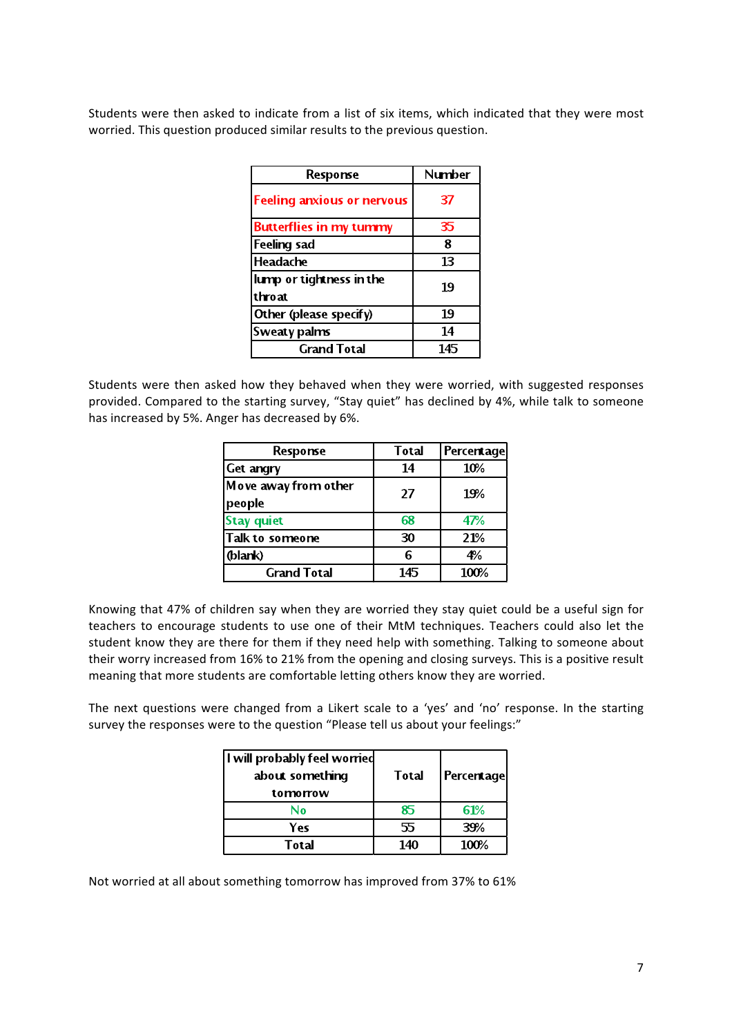Students were then asked to indicate from a list of six items, which indicated that they were most worried. This question produced similar results to the previous question.

| Response | Number |
|---|---|
| Feeling anxious or nervous | 37 |
| Butterflies in my tummy | 35 |
| Feeling sad | 8 |
| Headache | 13 |
| lump or tightness in the throat | 19 |
| Other (please specify) | 19 |
| Sweaty palms | 14 |
| Grand Total | 145 |

Students were then asked how they behaved when they were worried, with suggested responses provided. Compared to the starting survey, "Stay quiet" has declined by 4%, while talk to someone has increased by 5%. Anger has decreased by 6%.

| Response | Total | Percentage |
|---|---|---|
| Get angry | 14 | 10% |
| Move away from other people | 27 | 19% |
| Stay quiet | 68 | 47% |
| Talk to someone | 30 | 21% |
| (blank) | 6 | 4% |
| Grand Total | 145 | 100% |

Knowing that 47% of children say when they are worried they stay quiet could be a useful sign for teachers to encourage students to use one of their MtM techniques. Teachers could also let the student know they are there for them if they need help with something. Talking to someone about their worry increased from 16% to 21% from the opening and closing surveys. This is a positive result meaning that more students are comfortable letting others know they are worried.

The next questions were changed from a Likert scale to a 'yes' and 'no' response. In the starting survey the responses were to the question "Please tell us about your feelings:"

| I will probably feel worried about something tomorrow | Total | Percentage |
|---|---|---|
| No | 85 | 61% |
| Yes | 55 | 39% |
| Total | 140 | 100% |

Not worried at all about something tomorrow has improved from 37% to 61%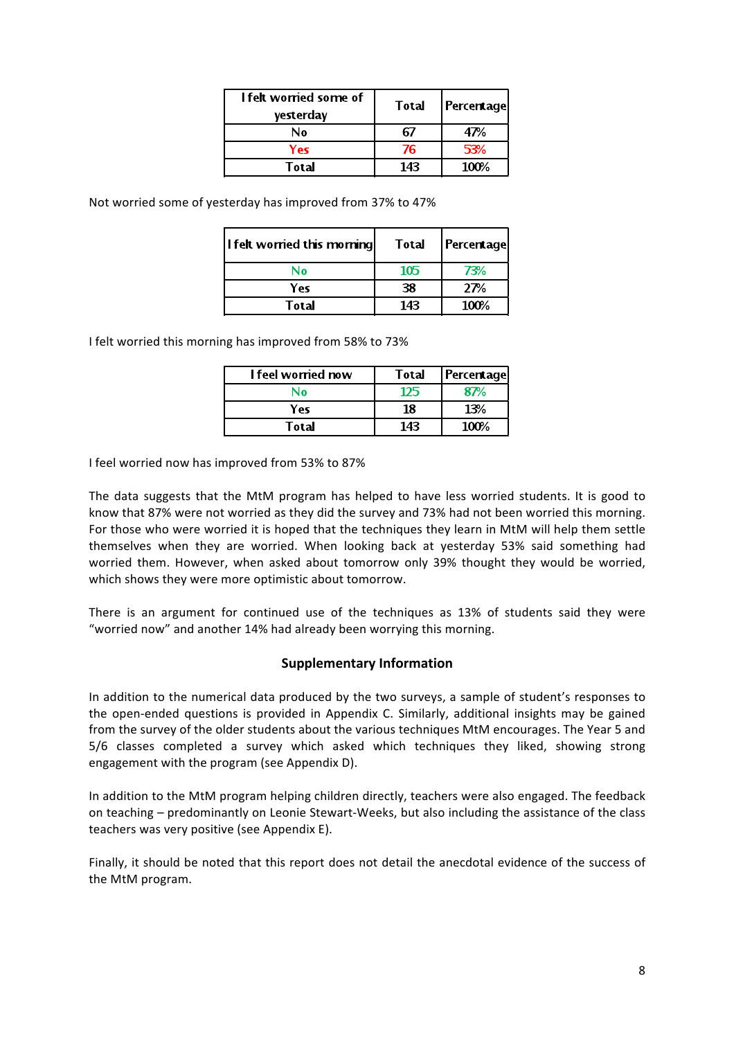| I felt worried some of yesterday | Total | Percentage |
|---|---|---|
| No | 67 | 47% |
| Yes | 76 | 53% |
| Total | 143 | 100% |

Not worried some of yesterday has improved from 37% to 47%

| I felt worried this morning | Total | Percentage |
|---|---|---|
| No | 105 | 73% |
| Yes | 38 | 27% |
| Total | 143 | 100% |

I felt worried this morning has improved from 58% to 73%

| I feel worried now | Total | Percentage |
|---|---|---|
| No | 125 | 87% |
| Yes | 18 | 13% |
| Total | 143 | 100% |

I feel worried now has improved from 53% to 87%

The data suggests that the MtM program has helped to have less worried students. It is good to know that 87% were not worried as they did the survey and 73% had not been worried this morning. For those who were worried it is hoped that the techniques they learn in MtM will help them settle themselves when they are worried. When looking back at yesterday 53% said something had worried them. However, when asked about tomorrow only 39% thought they would be worried, which shows they were more optimistic about tomorrow.

There is an argument for continued use of the techniques as 13% of students said they were "worried now" and another 14% had already been worrying this morning.

### Supplementary Information

In addition to the numerical data produced by the two surveys, a sample of student's responses to the open-ended questions is provided in Appendix C. Similarly, additional insights may be gained from the survey of the older students about the various techniques MtM encourages. The Year 5 and 5/6 classes completed a survey which asked which techniques they liked, showing strong engagement with the program (see Appendix D).

In addition to the MtM program helping children directly, teachers were also engaged. The feedback on teaching – predominantly on Leonie Stewart-Weeks, but also including the assistance of the class teachers was very positive (see Appendix E).

Finally, it should be noted that this report does not detail the anecdotal evidence of the success of the MtM program.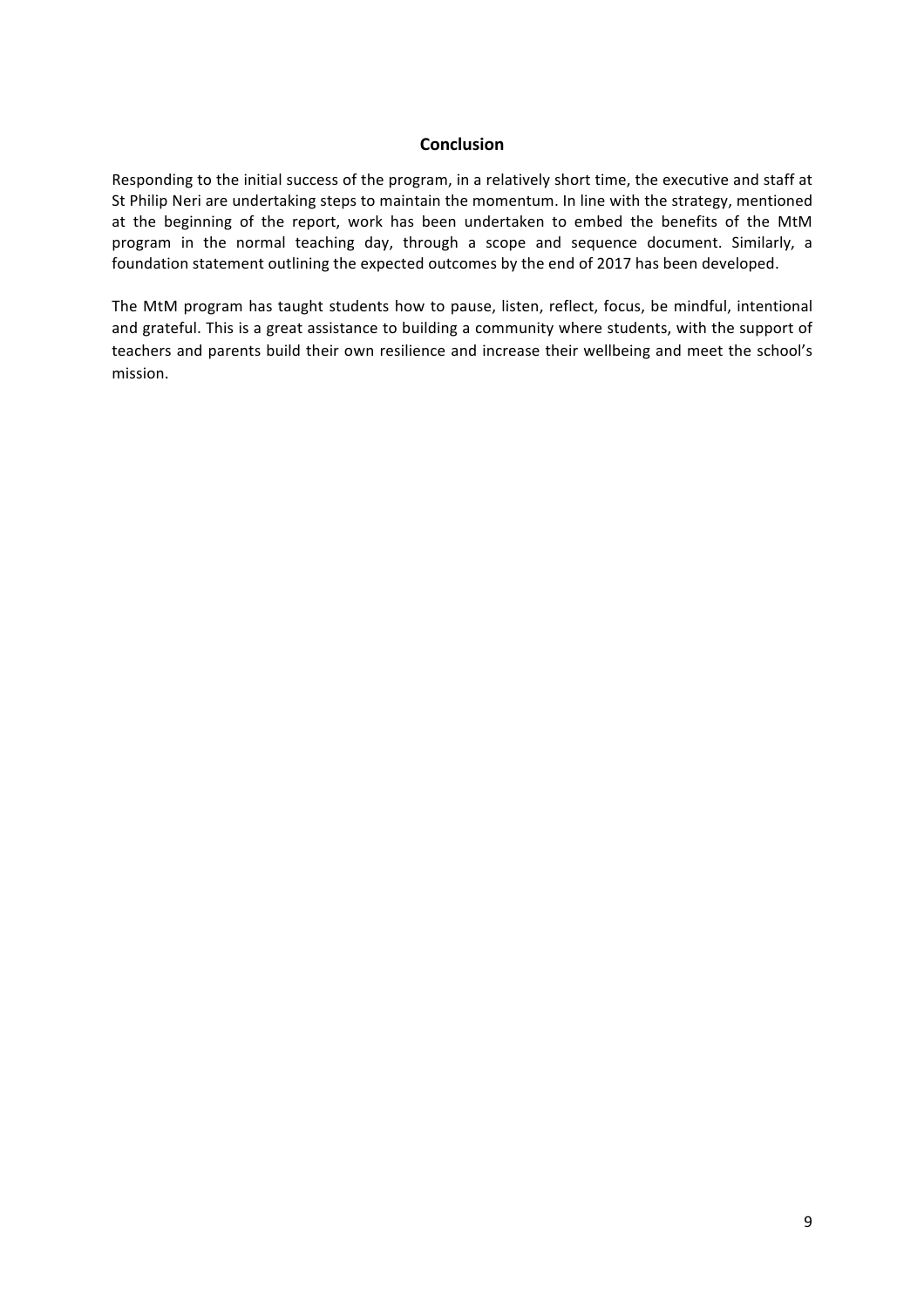## Conclusion

Responding to the initial success of the program, in a relatively short time, the executive and staff at St Philip Neri are undertaking steps to maintain the momentum. In line with the strategy, mentioned at the beginning of the report, work has been undertaken to embed the benefits of the MtM program in the normal teaching day, through a scope and sequence document. Similarly, a foundation statement outlining the expected outcomes by the end of 2017 has been developed.

The MtM program has taught students how to pause, listen, reflect, focus, be mindful, intentional and grateful. This is a great assistance to building a community where students, with the support of teachers and parents build their own resilience and increase their wellbeing and meet the school's mission.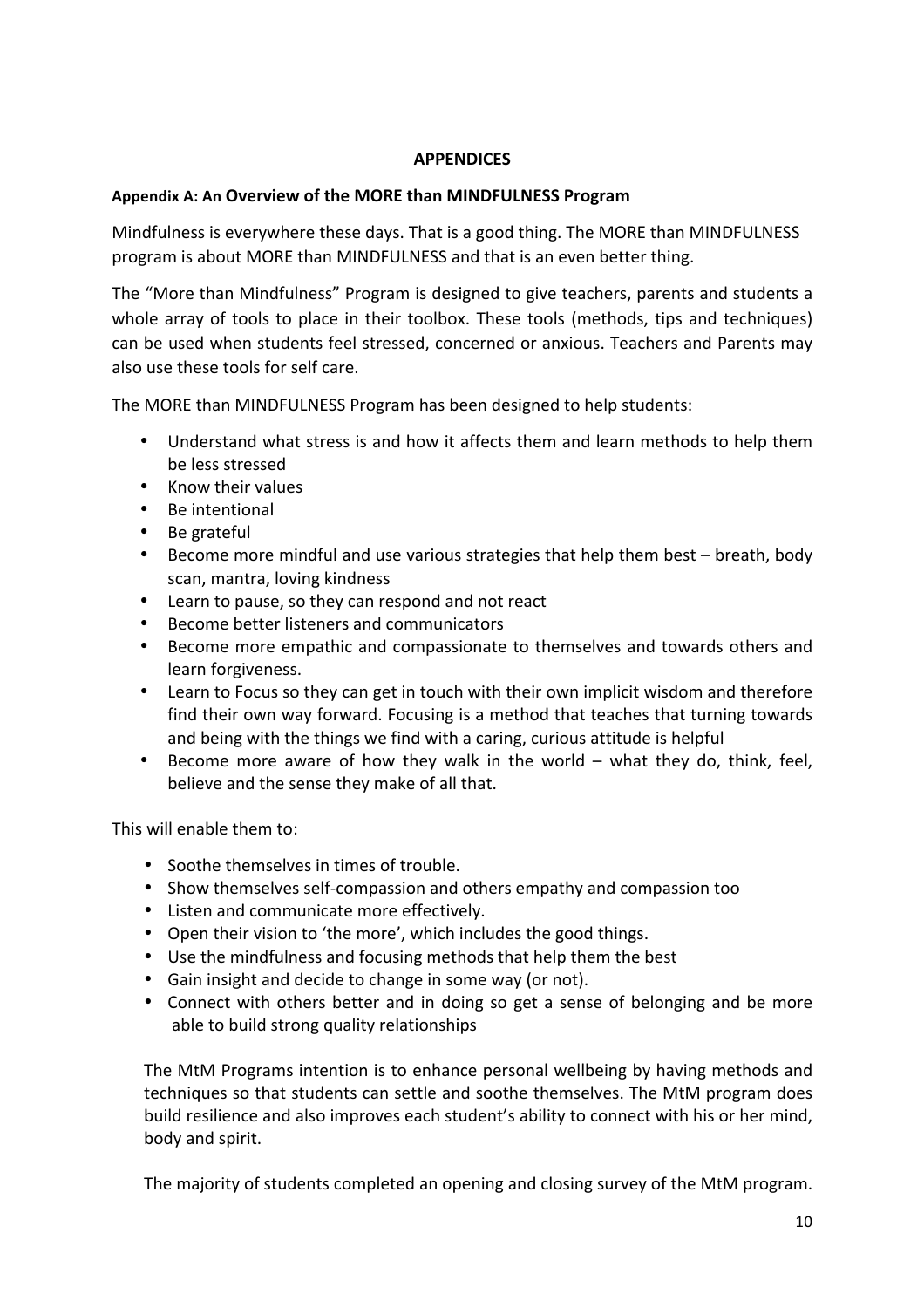# APPENDICES

## Appendix A: An Overview of the MORE than MINDFULNESS Program

Mindfulness is everywhere these days. That is a good thing. The MORE than MINDFULNESS program is about MORE than MINDFULNESS and that is an even better thing.

The "More than Mindfulness" Program is designed to give teachers, parents and students a whole array of tools to place in their toolbox. These tools (methods, tips and techniques) can be used when students feel stressed, concerned or anxious. Teachers and Parents may also use these tools for self care.

The MORE than MINDFULNESS Program has been designed to help students:

- Understand what stress is and how it affects them and learn methods to help them be less stressed
- Know their values
- Be intentional
- Be grateful
- Become more mindful and use various strategies that help them best – breath, body scan, mantra, loving kindness
- Learn to pause, so they can respond and not react
- Become better listeners and communicators
- Become more empathic and compassionate to themselves and towards others and learn forgiveness.
- Learn to Focus so they can get in touch with their own implicit wisdom and therefore find their own way forward. Focusing is a method that teaches that turning towards and being with the things we find with a caring, curious attitude is helpful
- Become more aware of how they walk in the world – what they do, think, feel, believe and the sense they make of all that.

This will enable them to:

- Soothe themselves in times of trouble.
- Show themselves self-compassion and others empathy and compassion too
- Listen and communicate more effectively.
- Open their vision to 'the more', which includes the good things.
- Use the mindfulness and focusing methods that help them the best
- Gain insight and decide to change in some way (or not).
- Connect with others better and in doing so get a sense of belonging and be more able to build strong quality relationships

The MtM Programs intention is to enhance personal wellbeing by having methods and techniques so that students can settle and soothe themselves. The MtM program does build resilience and also improves each student's ability to connect with his or her mind, body and spirit.

The majority of students completed an opening and closing survey of the MtM program.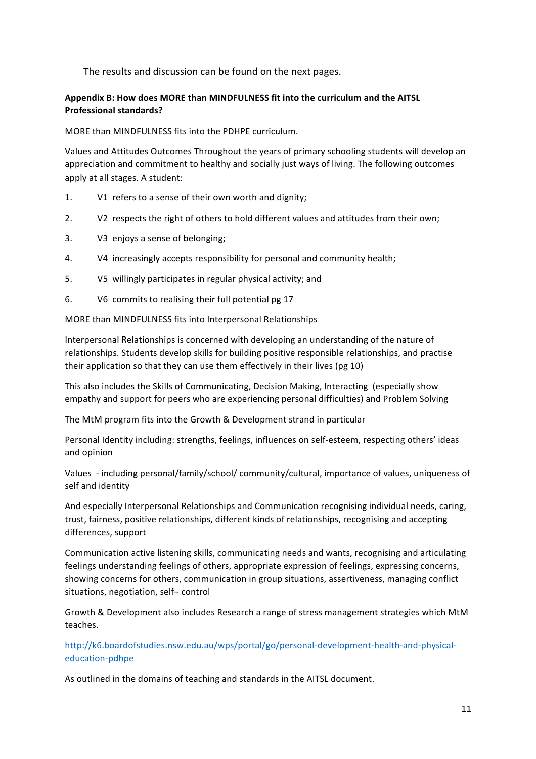The results and discussion can be found on the next pages.

**Appendix B: How does MORE than MINDFULNESS fit into the curriculum and the AITSL Professional standards?**

MORE than MINDFULNESS fits into the PDHPE curriculum.

Values and Attitudes Outcomes Throughout the years of primary schooling students will develop an appreciation and commitment to healthy and socially just ways of living. The following outcomes apply at all stages. A student:

1. V1 refers to a sense of their own worth and dignity;
2. V2 respects the right of others to hold different values and attitudes from their own;
3. V3 enjoys a sense of belonging;
4. V4 increasingly accepts responsibility for personal and community health;
5. V5 willingly participates in regular physical activity; and
6. V6 commits to realising their full potential pg 17

MORE than MINDFULNESS fits into Interpersonal Relationships

Interpersonal Relationships is concerned with developing an understanding of the nature of relationships. Students develop skills for building positive responsible relationships, and practise their application so that they can use them effectively in their lives (pg 10)

This also includes the Skills of Communicating, Decision Making, Interacting (especially show empathy and support for peers who are experiencing personal difficulties) and Problem Solving

The MtM program fits into the Growth & Development strand in particular

Personal Identity including: strengths, feelings, influences on self-esteem, respecting others' ideas and opinion

Values - including personal/family/school/ community/cultural, importance of values, uniqueness of self and identity

And especially Interpersonal Relationships and Communication recognising individual needs, caring, trust, fairness, positive relationships, different kinds of relationships, recognising and accepting differences, support

Communication active listening skills, communicating needs and wants, recognising and articulating feelings understanding feelings of others, appropriate expression of feelings, expressing concerns, showing concerns for others, communication in group situations, assertiveness, managing conflict situations, negotiation, self¬ control

Growth & Development also includes Research a range of stress management strategies which MtM teaches.

http://k6.boardofstudies.nsw.edu.au/wps/portal/go/personal-development-health-and-physical-education-pdhpe

As outlined in the domains of teaching and standards in the AITSL document.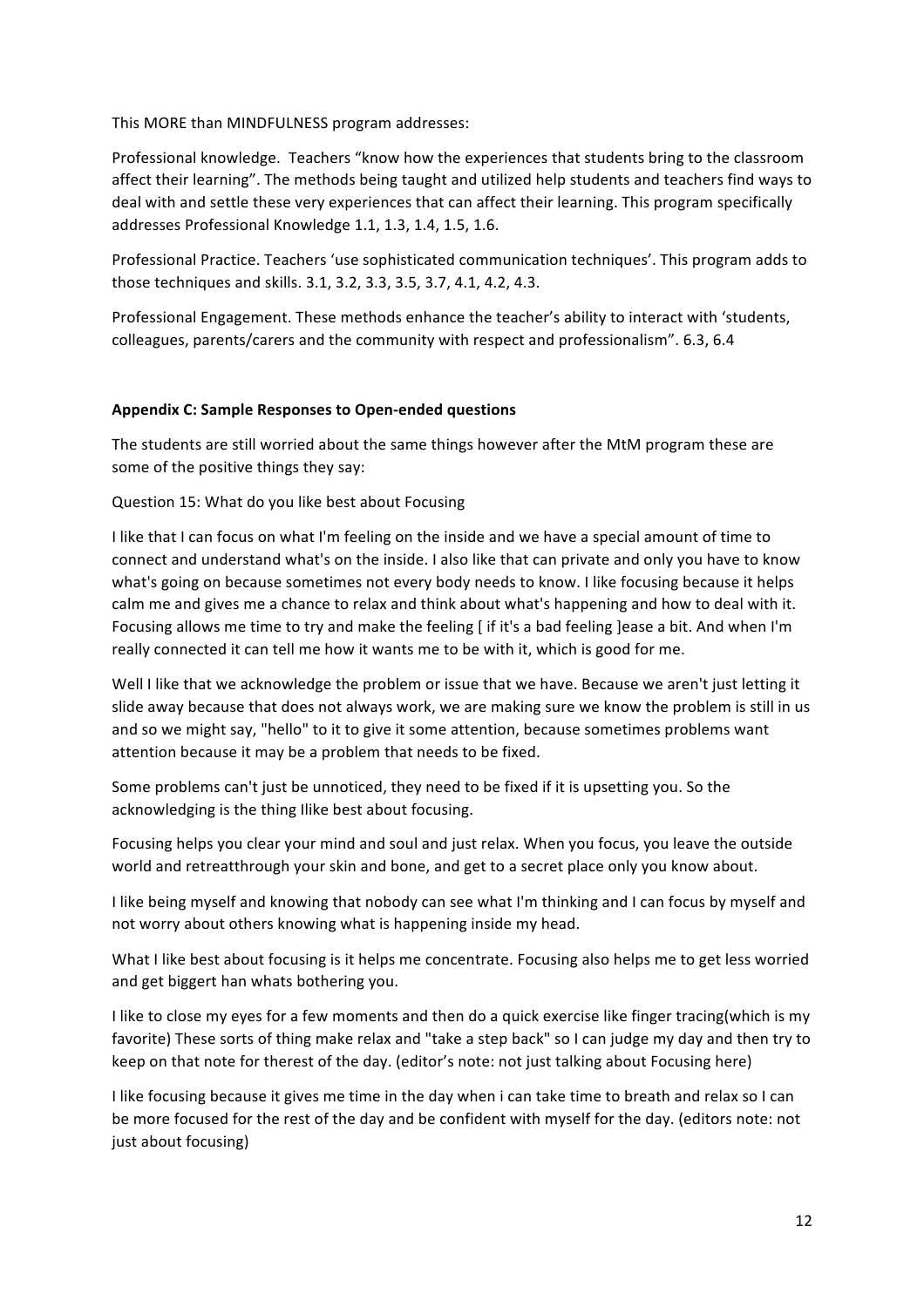This MORE than MINDFULNESS program addresses:

Professional knowledge. Teachers "know how the experiences that students bring to the classroom affect their learning". The methods being taught and utilized help students and teachers find ways to deal with and settle these very experiences that can affect their learning. This program specifically addresses Professional Knowledge 1.1, 1.3, 1.4, 1.5, 1.6.

Professional Practice. Teachers 'use sophisticated communication techniques'. This program adds to those techniques and skills. 3.1, 3.2, 3.3, 3.5, 3.7, 4.1, 4.2, 4.3.

Professional Engagement. These methods enhance the teacher's ability to interact with 'students, colleagues, parents/carers and the community with respect and professionalism". 6.3, 6.4

**Appendix C: Sample Responses to Open-ended questions**

The students are still worried about the same things however after the MtM program these are some of the positive things they say:

Question 15: What do you like best about Focusing

I like that I can focus on what I'm feeling on the inside and we have a special amount of time to connect and understand what's on the inside. I also like that can private and only you have to know what's going on because sometimes not every body needs to know. I like focusing because it helps calm me and gives me a chance to relax and think about what's happening and how to deal with it. Focusing allows me time to try and make the feeling [ if it's a bad feeling ]ease a bit. And when I'm really connected it can tell me how it wants me to be with it, which is good for me.

Well I like that we acknowledge the problem or issue that we have. Because we aren't just letting it slide away because that does not always work, we are making sure we know the problem is still in us and so we might say, "hello" to it to give it some attention, because sometimes problems want attention because it may be a problem that needs to be fixed.

Some problems can't just be unnoticed, they need to be fixed if it is upsetting you. So the acknowledging is the thing Ilike best about focusing.

Focusing helps you clear your mind and soul and just relax. When you focus, you leave the outside world and retreatthrough your skin and bone, and get to a secret place only you know about.

I like being myself and knowing that nobody can see what I'm thinking and I can focus by myself and not worry about others knowing what is happening inside my head.

What I like best about focusing is it helps me concentrate. Focusing also helps me to get less worried and get biggert han whats bothering you.

I like to close my eyes for a few moments and then do a quick exercise like finger tracing(which is my favorite) These sorts of thing make relax and "take a step back" so I can judge my day and then try to keep on that note for therest of the day. (editor's note: not just talking about Focusing here)

I like focusing because it gives me time in the day when i can take time to breath and relax so I can be more focused for the rest of the day and be confident with myself for the day. (editors note: not just about focusing)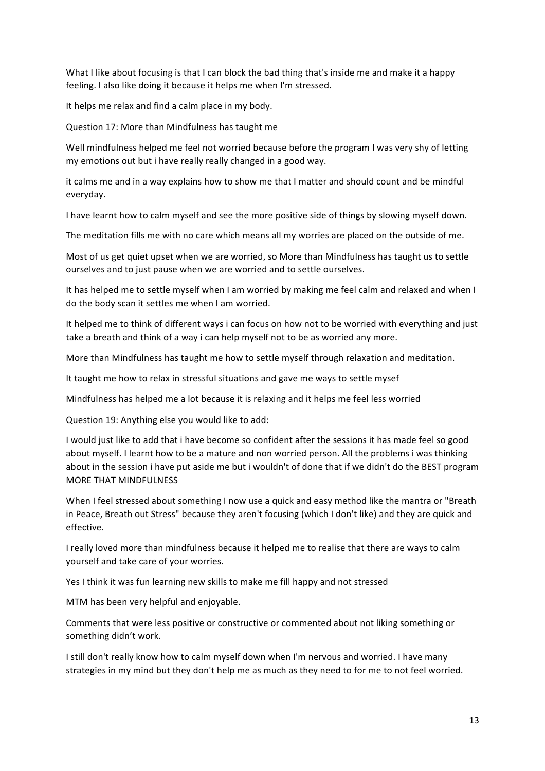What I like about focusing is that I can block the bad thing that's inside me and make it a happy feeling. I also like doing it because it helps me when I'm stressed.

It helps me relax and find a calm place in my body.

Question 17: More than Mindfulness has taught me

Well mindfulness helped me feel not worried because before the program I was very shy of letting my emotions out but i have really really changed in a good way.

it calms me and in a way explains how to show me that I matter and should count and be mindful everyday.

I have learnt how to calm myself and see the more positive side of things by slowing myself down.

The meditation fills me with no care which means all my worries are placed on the outside of me.

Most of us get quiet upset when we are worried, so More than Mindfulness has taught us to settle ourselves and to just pause when we are worried and to settle ourselves.

It has helped me to settle myself when I am worried by making me feel calm and relaxed and when I do the body scan it settles me when I am worried.

It helped me to think of different ways i can focus on how not to be worried with everything and just take a breath and think of a way i can help myself not to be as worried any more.

More than Mindfulness has taught me how to settle myself through relaxation and meditation.

It taught me how to relax in stressful situations and gave me ways to settle mysef

Mindfulness has helped me a lot because it is relaxing and it helps me feel less worried

Question 19: Anything else you would like to add:

I would just like to add that i have become so confident after the sessions it has made feel so good about myself. I learnt how to be a mature and non worried person. All the problems i was thinking about in the session i have put aside me but i wouldn't of done that if we didn't do the BEST program MORE THAT MINDFULNESS

When I feel stressed about something I now use a quick and easy method like the mantra or "Breath in Peace, Breath out Stress" because they aren't focusing (which I don't like) and they are quick and effective.

I really loved more than mindfulness because it helped me to realise that there are ways to calm yourself and take care of your worries.

Yes I think it was fun learning new skills to make me fill happy and not stressed

MTM has been very helpful and enjoyable.

Comments that were less positive or constructive or commented about not liking something or something didn't work.

I still don't really know how to calm myself down when I'm nervous and worried. I have many strategies in my mind but they don't help me as much as they need to for me to not feel worried.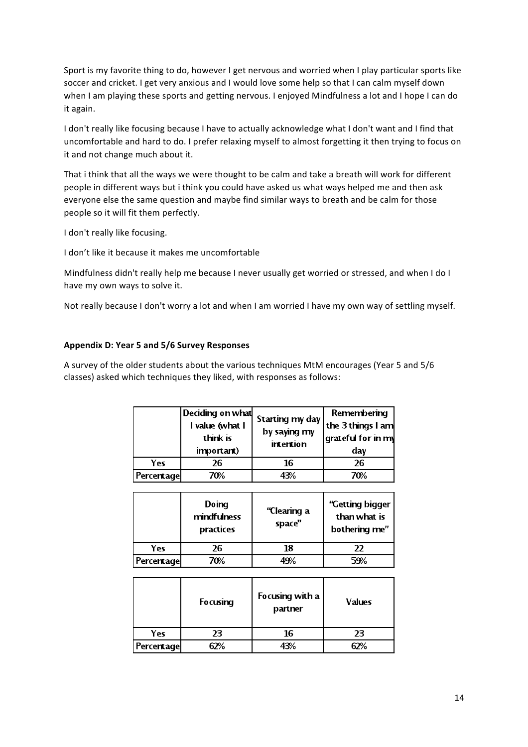Sport is my favorite thing to do, however I get nervous and worried when I play particular sports like soccer and cricket. I get very anxious and I would love some help so that I can calm myself down when I am playing these sports and getting nervous. I enjoyed Mindfulness a lot and I hope I can do it again.

I don't really like focusing because I have to actually acknowledge what I don't want and I find that uncomfortable and hard to do. I prefer relaxing myself to almost forgetting it then trying to focus on it and not change much about it.

That i think that all the ways we were thought to be calm and take a breath will work for different people in different ways but i think you could have asked us what ways helped me and then ask everyone else the same question and maybe find similar ways to breath and be calm for those people so it will fit them perfectly.

I don't really like focusing.

I don't like it because it makes me uncomfortable

Mindfulness didn't really help me because I never usually get worried or stressed, and when I do I have my own ways to solve it.

Not really because I don't worry a lot and when I am worried I have my own way of settling myself.

**Appendix D: Year 5 and 5/6 Survey Responses**

A survey of the older students about the various techniques MtM encourages (Year 5 and 5/6 classes) asked which techniques they liked, with responses as follows:

| | Deciding on what I value (what I think is important) | Starting my day by saying my intention | Remembering the 3 things I am grateful for in my day |
|---|---|---|---|
| Yes | 26 | 16 | 26 |
| Percentage | 70% | 43% | 70% |

| | Doing mindfulness practices | "Clearing a space" | "Getting bigger than what is bothering me" |
|---|---|---|---|
| Yes | 26 | 18 | 22 |
| Percentage | 70% | 49% | 59% |

| | Focusing | Focusing with a partner | Values |
|---|---|---|---|
| Yes | 23 | 16 | 23 |
| Percentage | 62% | 43% | 62% |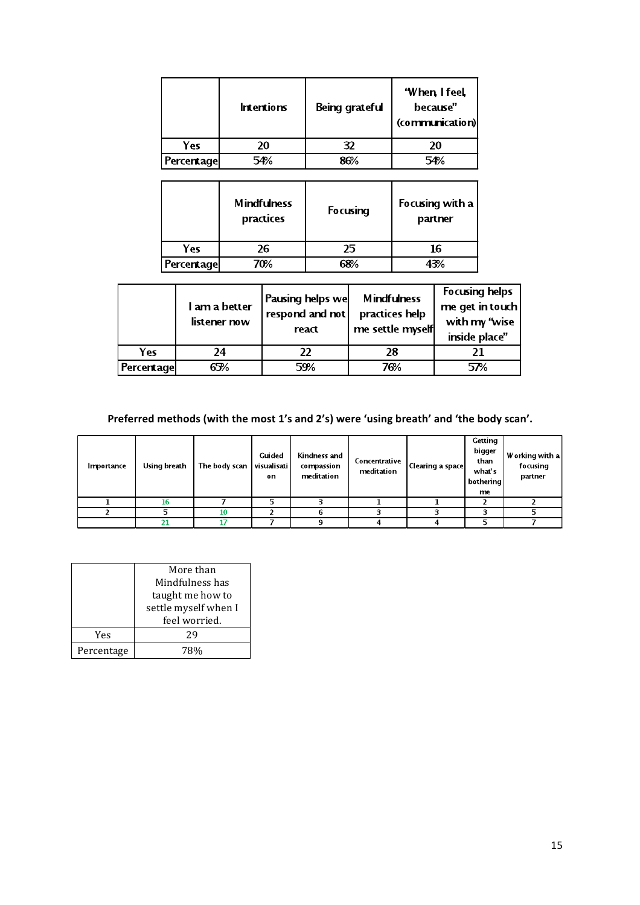| | Intentions | Being grateful | "When, I feel, because" (communication) |
|---|---|---|---|
| Yes | 20 | 32 | 20 |
| Percentage | 54% | 86% | 54% |

| | Mindfulness practices | Focusing | Focusing with a partner |
|---|---|---|---|
| Yes | 26 | 25 | 16 |
| Percentage | 70% | 68% | 43% |

| | I am a better listener now | Pausing helps we respond and not react | Mindfulness practices help me settle myself | Focusing helps me get in touch with my "wise inside place" |
|---|---|---|---|---|
| Yes | 24 | 22 | 28 | 21 |
| Percentage | 65% | 59% | 76% | 57% |

**Preferred methods (with the most 1's and 2's) were 'using breath' and 'the body scan'.**

| Importance | Using breath | The body scan | Guided visualisation | Kindness and compassion meditation | Concentrative meditation | Clearing a space | Getting bigger than what's bothering me | Working with a focusing partner |
|---|---|---|---|---|---|---|---|---|
| 1 | 16 | 7 | 5 | 3 | 1 | 1 | 2 | 2 |
| 2 | 5 | 10 | 2 | 6 | 3 | 3 | 3 | 5 |
| | 21 | 17 | 7 | 9 | 4 | 4 | 5 | 7 |

| | More than Mindfulness has taught me how to settle myself when I feel worried. |
|---|---|
| Yes | 29 |
| Percentage | 78% |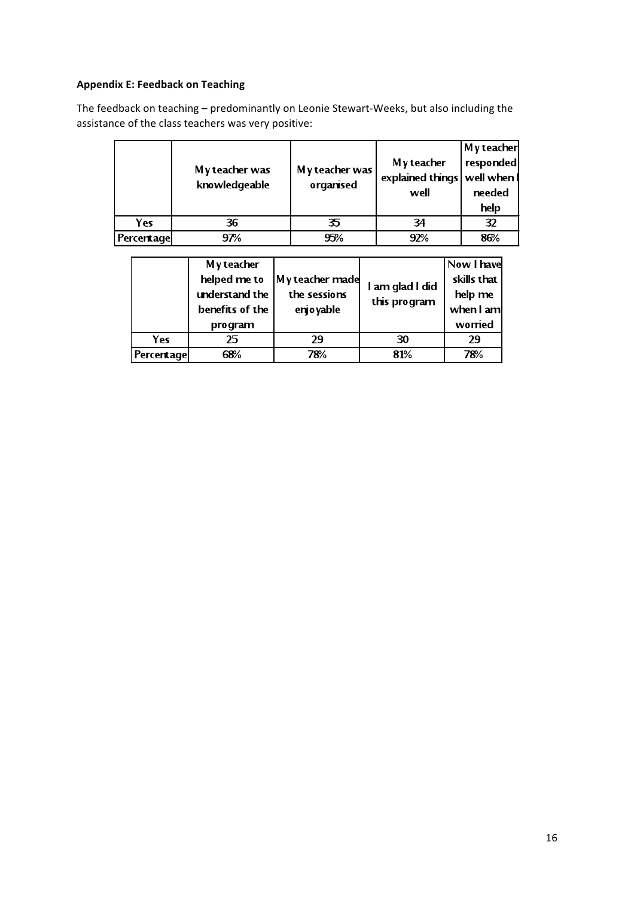**Appendix E: Feedback on Teaching**

The feedback on teaching – predominantly on Leonie Stewart-Weeks, but also including the assistance of the class teachers was very positive:

| | My teacher was knowledgeable | My teacher was organised | My teacher explained things well | My teacher responded well when I needed help |
|---|---|---|---|---|
| Yes | 36 | 35 | 34 | 32 |
| Percentage | 97% | 95% | 92% | 86% |

| | My teacher helped me to understand the benefits of the program | My teacher made the sessions enjoyable | I am glad I did this program | Now I have skills that help me when I am worried |
|---|---|---|---|---|
| Yes | 25 | 29 | 30 | 29 |
| Percentage | 68% | 78% | 81% | 78% |